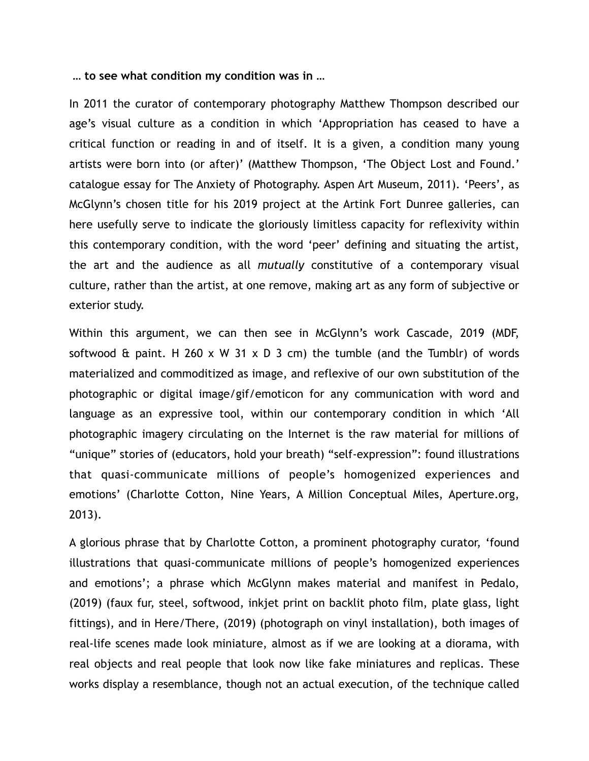**… to see what condition my condition was in …**

In 2011 the curator of contemporary photography Matthew Thompson described our age's visual culture as a condition in which 'Appropriation has ceased to have a critical function or reading in and of itself. It is a given, a condition many young artists were born into (or after)' (Matthew Thompson, 'The Object Lost and Found.' catalogue essay for The Anxiety of Photography. Aspen Art Museum, 2011). 'Peers', as McGlynn's chosen title for his 2019 project at the Artink Fort Dunree galleries, can here usefully serve to indicate the gloriously limitless capacity for reflexivity within this contemporary condition, with the word 'peer' defining and situating the artist, the art and the audience as all *mutually* constitutive of a contemporary visual culture, rather than the artist, at one remove, making art as any form of subjective or exterior study.

Within this argument, we can then see in McGlynn's work Cascade, 2019 (MDF, softwood & paint. H 260 x W 31 x D 3 cm) the tumble (and the Tumblr) of words materialized and commoditized as image, and reflexive of our own substitution of the photographic or digital image/gif/emoticon for any communication with word and language as an expressive tool, within our contemporary condition in which 'All photographic imagery circulating on the Internet is the raw material for millions of "unique" stories of (educators, hold your breath) "self-expression": found illustrations that quasi-communicate millions of people's homogenized experiences and emotions' (Charlotte Cotton, Nine Years, A Million Conceptual Miles, Aperture.org, 2013).

A glorious phrase that by Charlotte Cotton, a prominent photography curator, 'found illustrations that quasi-communicate millions of people's homogenized experiences and emotions'; a phrase which McGlynn makes material and manifest in Pedalo, (2019) (faux fur, steel, softwood, inkjet print on backlit photo film, plate glass, light fittings), and in Here/There, (2019) (photograph on vinyl installation), both images of real-life scenes made look miniature, almost as if we are looking at a diorama, with real objects and real people that look now like fake miniatures and replicas. These works display a resemblance, though not an actual execution, of the technique called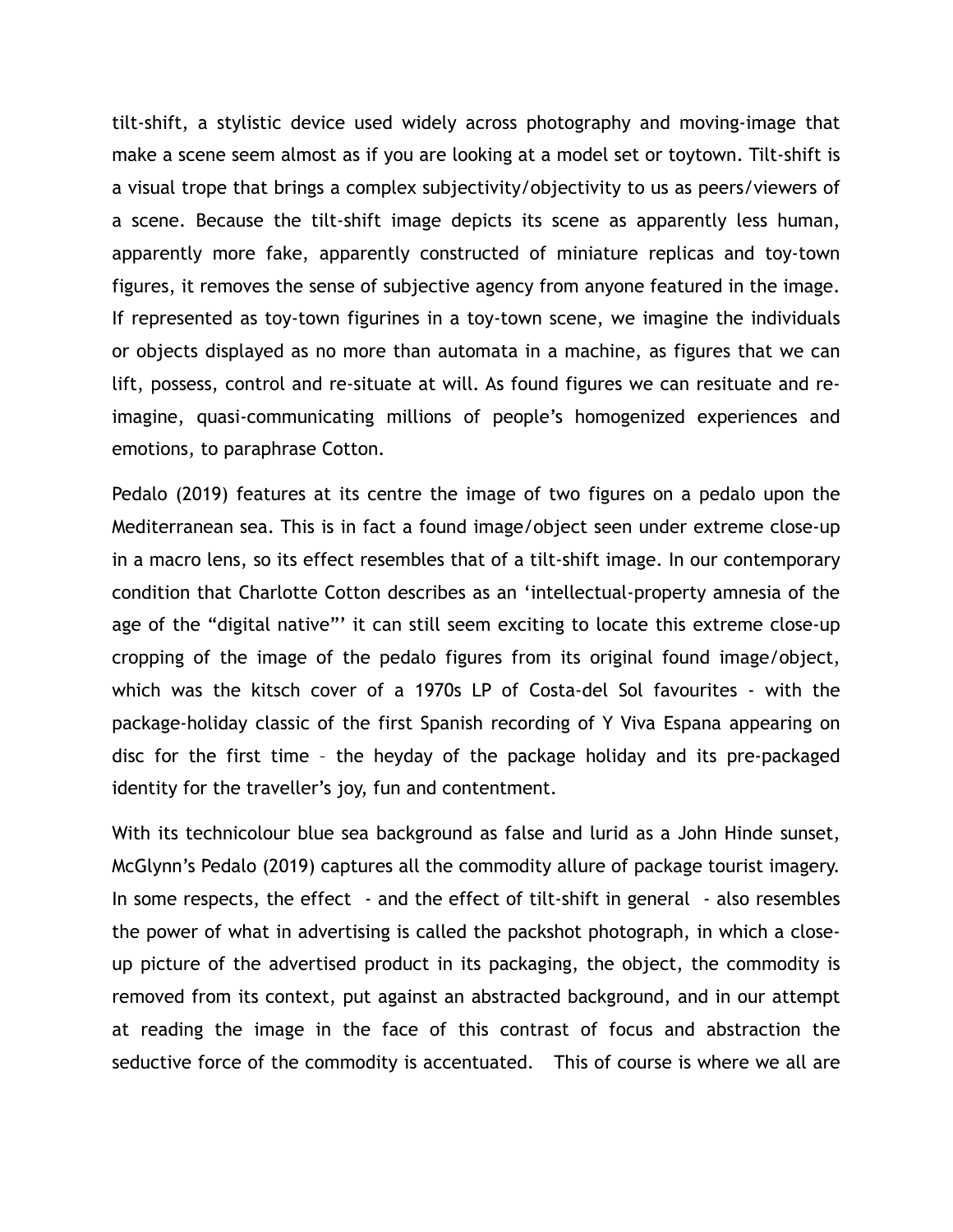tilt-shift, a stylistic device used widely across photography and moving-image that make a scene seem almost as if you are looking at a model set or toytown. Tilt-shift is a visual trope that brings a complex subjectivity/objectivity to us as peers/viewers of a scene. Because the tilt-shift image depicts its scene as apparently less human, apparently more fake, apparently constructed of miniature replicas and toy-town figures, it removes the sense of subjective agency from anyone featured in the image. If represented as toy-town figurines in a toy-town scene, we imagine the individuals or objects displayed as no more than automata in a machine, as figures that we can lift, possess, control and re-situate at will. As found figures we can resituate and re-imagine, quasi-communicating millions of people's homogenized experiences and emotions, to paraphrase Cotton.

Pedalo (2019) features at its centre the image of two figures on a pedalo upon the Mediterranean sea. This is in fact a found image/object seen under extreme close-up in a macro lens, so its effect resembles that of a tilt-shift image. In our contemporary condition that Charlotte Cotton describes as an 'intellectual-property amnesia of the age of the "digital native"' it can still seem exciting to locate this extreme close-up cropping of the image of the pedalo figures from its original found image/object, which was the kitsch cover of a 1970s LP of Costa-del Sol favourites - with the package-holiday classic of the first Spanish recording of Y Viva Espana appearing on disc for the first time – the heyday of the package holiday and its pre-packaged identity for the traveller's joy, fun and contentment.

With its technicolour blue sea background as false and lurid as a John Hinde sunset, McGlynn's Pedalo (2019) captures all the commodity allure of package tourist imagery. In some respects, the effect - and the effect of tilt-shift in general - also resembles the power of what in advertising is called the packshot photograph, in which a close-up picture of the advertised product in its packaging, the object, the commodity is removed from its context, put against an abstracted background, and in our attempt at reading the image in the face of this contrast of focus and abstraction the seductive force of the commodity is accentuated. This of course is where we all are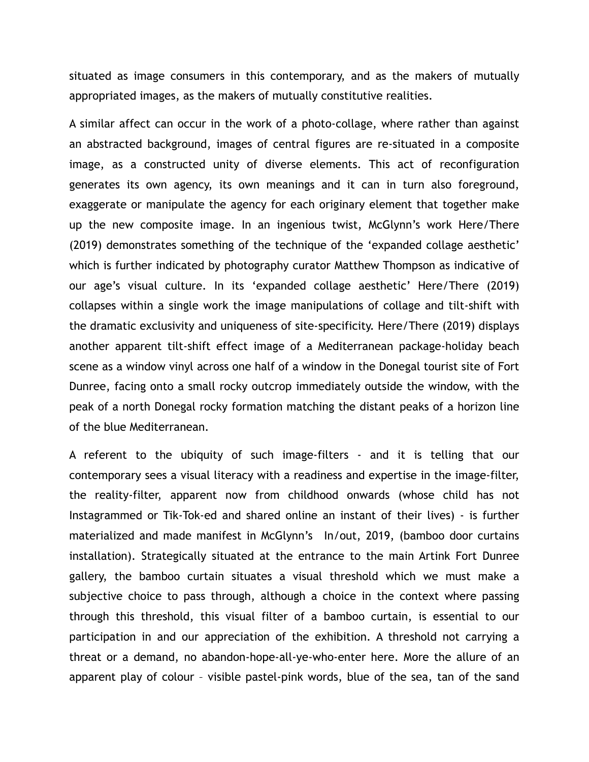situated as image consumers in this contemporary, and as the makers of mutually appropriated images, as the makers of mutually constitutive realities.

A similar affect can occur in the work of a photo-collage, where rather than against an abstracted background, images of central figures are re-situated in a composite image, as a constructed unity of diverse elements. This act of reconfiguration generates its own agency, its own meanings and it can in turn also foreground, exaggerate or manipulate the agency for each originary element that together make up the new composite image. In an ingenious twist, McGlynn's work Here/There (2019) demonstrates something of the technique of the 'expanded collage aesthetic' which is further indicated by photography curator Matthew Thompson as indicative of our age's visual culture. In its 'expanded collage aesthetic' Here/There (2019) collapses within a single work the image manipulations of collage and tilt-shift with the dramatic exclusivity and uniqueness of site-specificity. Here/There (2019) displays another apparent tilt-shift effect image of a Mediterranean package-holiday beach scene as a window vinyl across one half of a window in the Donegal tourist site of Fort Dunree, facing onto a small rocky outcrop immediately outside the window, with the peak of a north Donegal rocky formation matching the distant peaks of a horizon line of the blue Mediterranean.

A referent to the ubiquity of such image-filters - and it is telling that our contemporary sees a visual literacy with a readiness and expertise in the image-filter, the reality-filter, apparent now from childhood onwards (whose child has not Instagrammed or Tik-Tok-ed and shared online an instant of their lives) - is further materialized and made manifest in McGlynn's In/out, 2019, (bamboo door curtains installation). Strategically situated at the entrance to the main Artink Fort Dunree gallery, the bamboo curtain situates a visual threshold which we must make a subjective choice to pass through, although a choice in the context where passing through this threshold, this visual filter of a bamboo curtain, is essential to our participation in and our appreciation of the exhibition. A threshold not carrying a threat or a demand, no abandon-hope-all-ye-who-enter here. More the allure of an apparent play of colour – visible pastel-pink words, blue of the sea, tan of the sand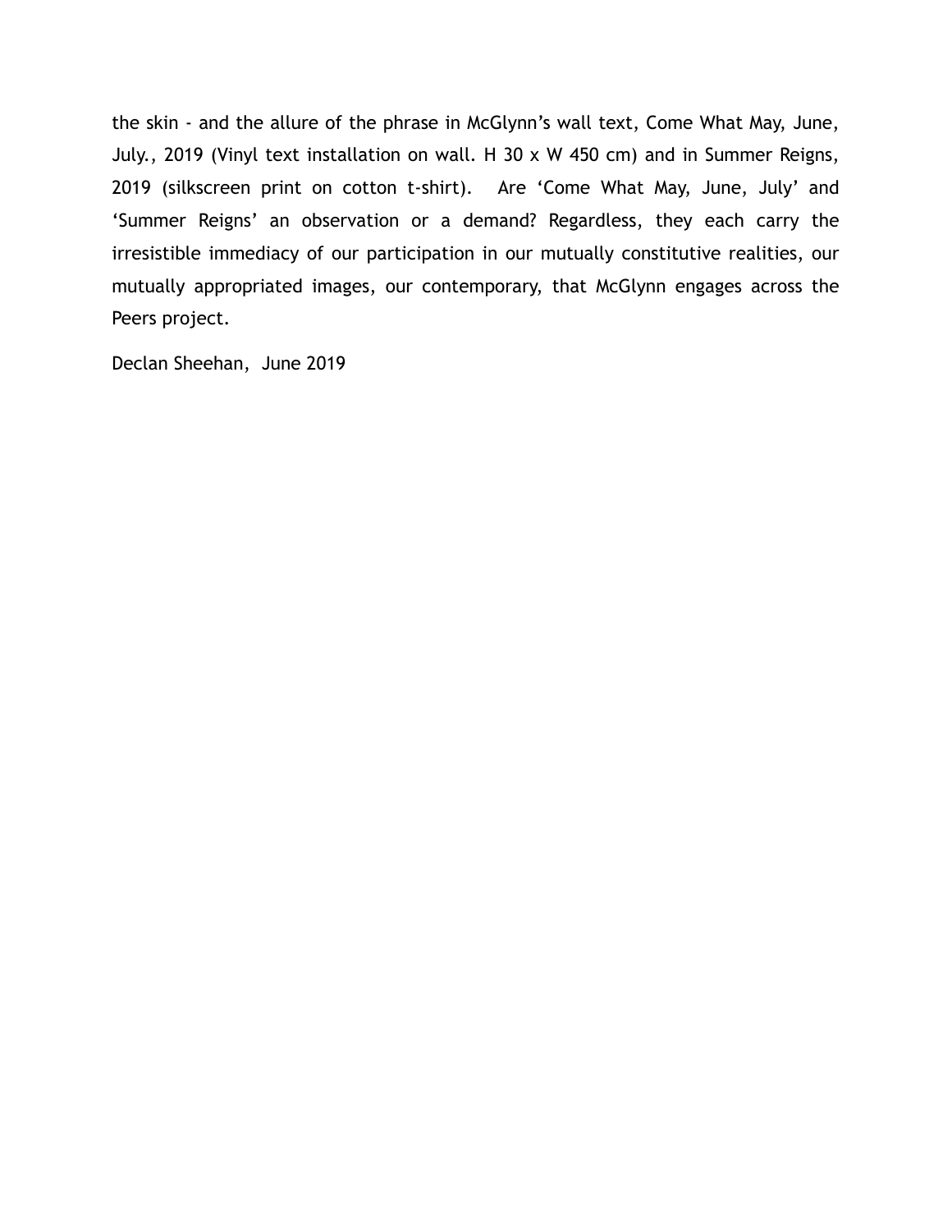the skin - and the allure of the phrase in McGlynn's wall text, Come What May, June, July., 2019 (Vinyl text installation on wall. H 30 x W 450 cm) and in Summer Reigns, 2019 (silkscreen print on cotton t-shirt). Are 'Come What May, June, July' and 'Summer Reigns' an observation or a demand? Regardless, they each carry the irresistible immediacy of our participation in our mutually constitutive realities, our mutually appropriated images, our contemporary, that McGlynn engages across the Peers project.

Declan Sheehan, June 2019